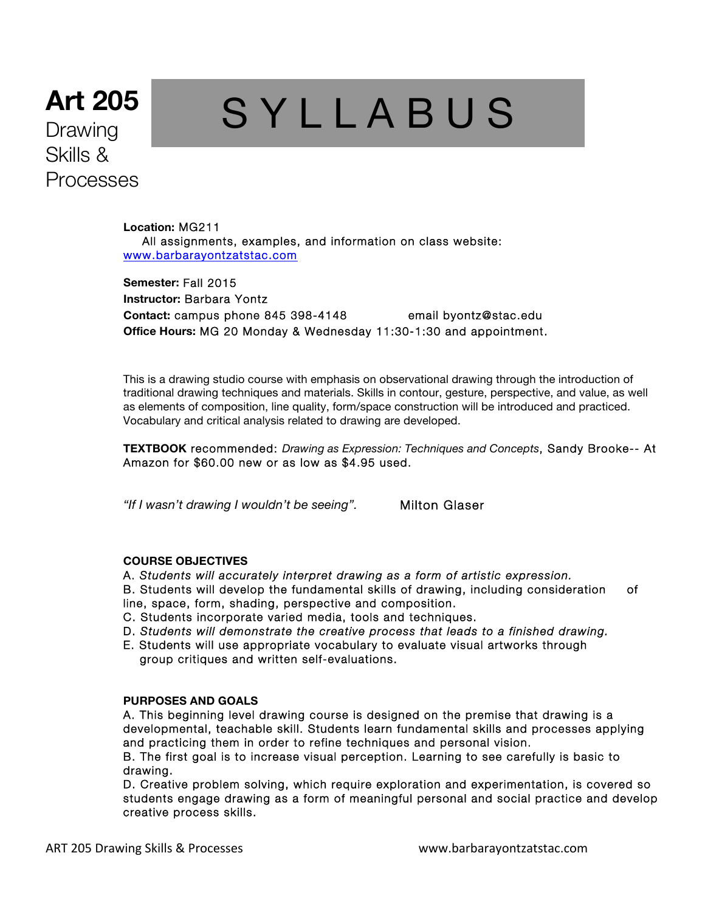# Art 205

## Drawing Skills & Processes

# S Y L L A B U S

**Location:** MG211
All assignments, examples, and information on class website:
www.barbarayontzatstac.com

**Semester:** Fall 2015
**Instructor:** Barbara Yontz
**Contact:** campus phone 845 398-4148 email byontz@stac.edu
**Office Hours:** MG 20 Monday & Wednesday 11:30-1:30 and appointment.

This is a drawing studio course with emphasis on observational drawing through the introduction of traditional drawing techniques and materials. Skills in contour, gesture, perspective, and value, as well as elements of composition, line quality, form/space construction will be introduced and practiced. Vocabulary and critical analysis related to drawing are developed.

**TEXTBOOK** recommended: *Drawing as Expression: Techniques and Concepts*, Sandy Brooke-- At Amazon for $60.00 new or as low as $4.95 used.

*"If I wasn't drawing I wouldn't be seeing".* Milton Glaser

**COURSE OBJECTIVES**

A. *Students will accurately interpret drawing as a form of artistic expression.*
B. Students will develop the fundamental skills of drawing, including consideration of line, space, form, shading, perspective and composition.
C. Students incorporate varied media, tools and techniques.
D. *Students will demonstrate the creative process that leads to a finished drawing.*
E. Students will use appropriate vocabulary to evaluate visual artworks through group critiques and written self-evaluations.

**PURPOSES AND GOALS**

A. This beginning level drawing course is designed on the premise that drawing is a developmental, teachable skill. Students learn fundamental skills and processes applying and practicing them in order to refine techniques and personal vision.
B. The first goal is to increase visual perception. Learning to see carefully is basic to drawing.
D. Creative problem solving, which require exploration and experimentation, is covered so students engage drawing as a form of meaningful personal and social practice and develop creative process skills.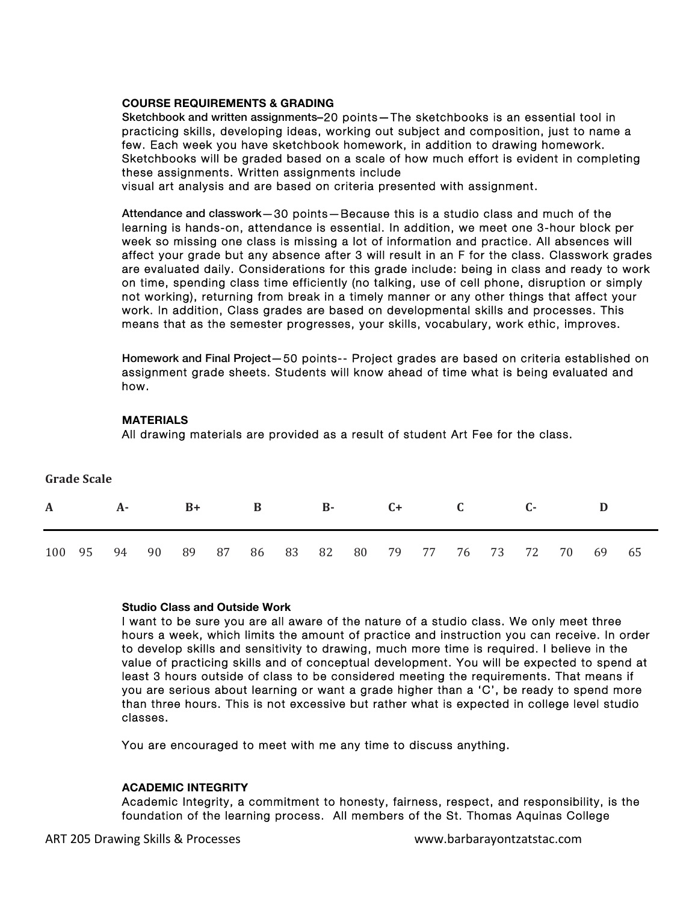### COURSE REQUIREMENTS & GRADING

**Sketchbook and written assignments**–20 points—The sketchbooks is an essential tool in practicing skills, developing ideas, working out subject and composition, just to name a few. Each week you have sketchbook homework, in addition to drawing homework. Sketchbooks will be graded based on a scale of how much effort is evident in completing these assignments. Written assignments include
visual art analysis and are based on criteria presented with assignment.

**Attendance and classwork**—30 points—Because this is a studio class and much of the learning is hands-on, attendance is essential. In addition, we meet one 3-hour block per week so missing one class is missing a lot of information and practice. All absences will affect your grade but any absence after 3 will result in an F for the class. Classwork grades are evaluated daily. Considerations for this grade include: being in class and ready to work on time, spending class time efficiently (no talking, use of cell phone, disruption or simply not working), returning from break in a timely manner or any other things that affect your work. In addition, Class grades are based on developmental skills and processes. This means that as the semester progresses, your skills, vocabulary, work ethic, improves.

**Homework and Final Project**—50 points-- Project grades are based on criteria established on assignment grade sheets. Students will know ahead of time what is being evaluated and how.

### MATERIALS

All drawing materials are provided as a result of student Art Fee for the class.

### Grade Scale

| A | A- | B+ | B | B- | C+ | C | C- | D |
|---|---|---|---|---|---|---|---|---|
| 100 95 | 94 90 | 89 87 | 86 83 | 82 80 | 79 77 | 76 73 | 72 70 | 69 65 |

### Studio Class and Outside Work

I want to be sure you are all aware of the nature of a studio class. We only meet three hours a week, which limits the amount of practice and instruction you can receive. In order to develop skills and sensitivity to drawing, much more time is required. I believe in the value of practicing skills and of conceptual development. You will be expected to spend at least 3 hours outside of class to be considered meeting the requirements. That means if you are serious about learning or want a grade higher than a 'C', be ready to spend more than three hours. This is not excessive but rather what is expected in college level studio classes.

You are encouraged to meet with me any time to discuss anything.

### ACADEMIC INTEGRITY

Academic Integrity, a commitment to honesty, fairness, respect, and responsibility, is the foundation of the learning process. All members of the St. Thomas Aquinas College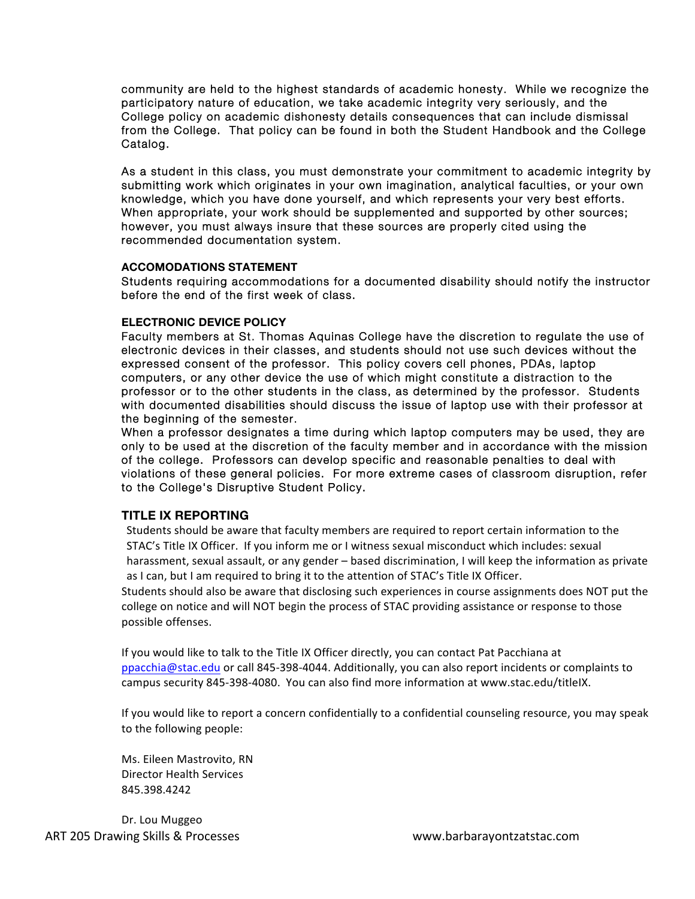community are held to the highest standards of academic honesty. While we recognize the participatory nature of education, we take academic integrity very seriously, and the College policy on academic dishonesty details consequences that can include dismissal from the College. That policy can be found in both the Student Handbook and the College Catalog.

As a student in this class, you must demonstrate your commitment to academic integrity by submitting work which originates in your own imagination, analytical faculties, or your own knowledge, which you have done yourself, and which represents your very best efforts. When appropriate, your work should be supplemented and supported by other sources; however, you must always insure that these sources are properly cited using the recommended documentation system.

**ACCOMODATIONS STATEMENT**

Students requiring accommodations for a documented disability should notify the instructor before the end of the first week of class.

**ELECTRONIC DEVICE POLICY**

Faculty members at St. Thomas Aquinas College have the discretion to regulate the use of electronic devices in their classes, and students should not use such devices without the expressed consent of the professor. This policy covers cell phones, PDAs, laptop computers, or any other device the use of which might constitute a distraction to the professor or to the other students in the class, as determined by the professor. Students with documented disabilities should discuss the issue of laptop use with their professor at the beginning of the semester.

When a professor designates a time during which laptop computers may be used, they are only to be used at the discretion of the faculty member and in accordance with the mission of the college. Professors can develop specific and reasonable penalties to deal with violations of these general policies. For more extreme cases of classroom disruption, refer to the College's Disruptive Student Policy.

## TITLE IX REPORTING

Students should be aware that faculty members are required to report certain information to the STAC's Title IX Officer. If you inform me or I witness sexual misconduct which includes: sexual harassment, sexual assault, or any gender – based discrimination, I will keep the information as private as I can, but I am required to bring it to the attention of STAC's Title IX Officer.

Students should also be aware that disclosing such experiences in course assignments does NOT put the college on notice and will NOT begin the process of STAC providing assistance or response to those possible offenses.

If you would like to talk to the Title IX Officer directly, you can contact Pat Pacchiana at ppacchia@stac.edu or call 845-398-4044. Additionally, you can also report incidents or complaints to campus security 845-398-4080. You can also find more information at www.stac.edu/titleIX.

If you would like to report a concern confidentially to a confidential counseling resource, you may speak to the following people:

Ms. Eileen Mastrovito, RN
Director Health Services
845.398.4242

Dr. Lou Muggeo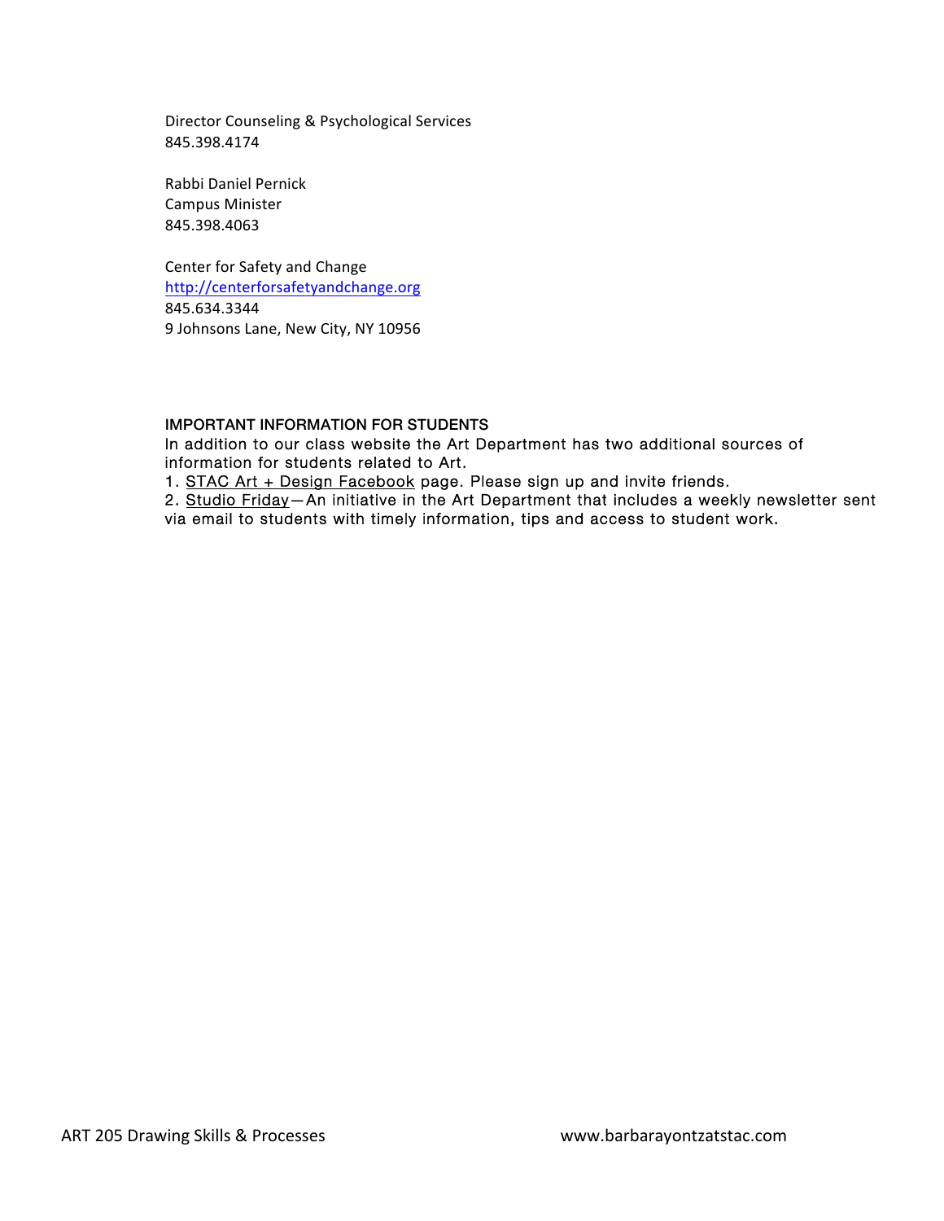Director Counseling & Psychological Services
845.398.4174

Rabbi Daniel Pernick
Campus Minister
845.398.4063

Center for Safety and Change
http://centerforsafetyandchange.org
845.634.3344
9 Johnsons Lane, New City, NY 10956

**IMPORTANT INFORMATION FOR STUDENTS**

In addition to our class website the Art Department has two additional sources of information for students related to Art.

1. STAC Art + Design Facebook page. Please sign up and invite friends.
2. Studio Friday—An initiative in the Art Department that includes a weekly newsletter sent via email to students with timely information, tips and access to student work.